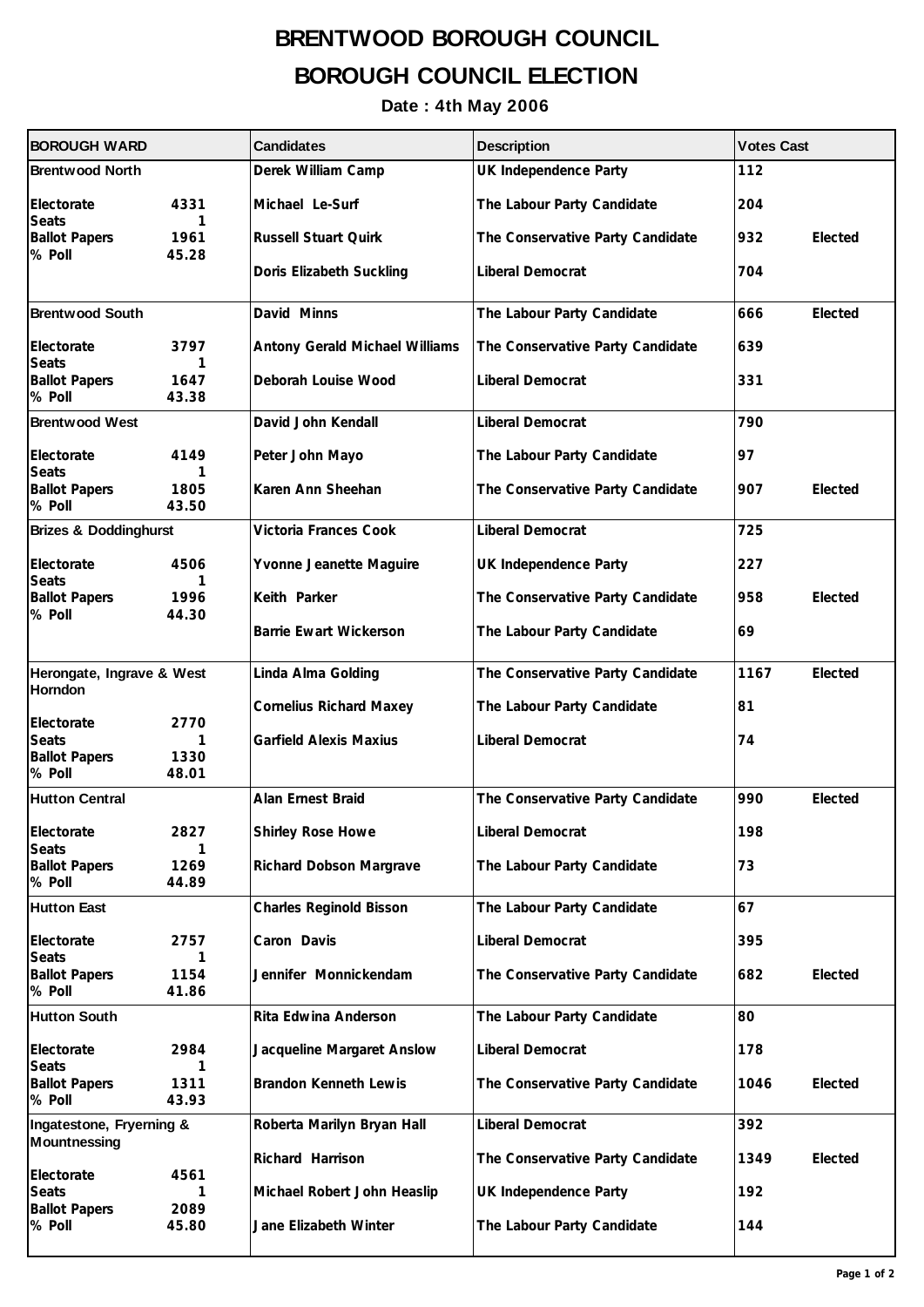# BRENTWOOD BOROUGH COUNCIL

## BOROUGH COUNCIL ELECTION

**Date : 4th May 2006**

| BOROUGH WARD | Candidates | Description | Votes Cast | |
|---|---|---|---|---|
| **Brentwood North**<br>Electorate 4331<br>Seats 1<br>Ballot Papers 1961<br>% Poll 45.28 | Derek William Camp | UK Independence Party | 112 | |
| | Michael Le-Surf | The Labour Party Candidate | 204 | |
| | Russell Stuart Quirk | The Conservative Party Candidate | 932 | Elected |
| | Doris Elizabeth Suckling | Liberal Democrat | 704 | |
| **Brentwood South**<br>Electorate 3797<br>Seats 1<br>Ballot Papers 1647<br>% Poll 43.38 | David Minns | The Labour Party Candidate | 666 | Elected |
| | Antony Gerald Michael Williams | The Conservative Party Candidate | 639 | |
| | Deborah Louise Wood | Liberal Democrat | 331 | |
| **Brentwood West**<br>Electorate 4149<br>Seats 1<br>Ballot Papers 1805<br>% Poll 43.50 | David John Kendall | Liberal Democrat | 790 | |
| | Peter John Mayo | The Labour Party Candidate | 97 | |
| | Karen Ann Sheehan | The Conservative Party Candidate | 907 | Elected |
| **Brizes & Doddinghurst**<br>Electorate 4506<br>Seats 1<br>Ballot Papers 1996<br>% Poll 44.30 | Victoria Frances Cook | Liberal Democrat | 725 | |
| | Yvonne Jeanette Maguire | UK Independence Party | 227 | |
| | Keith Parker | The Conservative Party Candidate | 958 | Elected |
| | Barrie Ewart Wickerson | The Labour Party Candidate | 69 | |
| **Herongate, Ingrave & West Horndon**<br>Electorate 2770<br>Seats 1<br>Ballot Papers 1330<br>% Poll 48.01 | Linda Alma Golding | The Conservative Party Candidate | 1167 | Elected |
| | Cornelius Richard Maxey | The Labour Party Candidate | 81 | |
| | Garfield Alexis Maxius | Liberal Democrat | 74 | |
| **Hutton Central**<br>Electorate 2827<br>Seats 1<br>Ballot Papers 1269<br>% Poll 44.89 | Alan Ernest Braid | The Conservative Party Candidate | 990 | Elected |
| | Shirley Rose Howe | Liberal Democrat | 198 | |
| | Richard Dobson Margrave | The Labour Party Candidate | 73 | |
| **Hutton East**<br>Electorate 2757<br>Seats 1<br>Ballot Papers 1154<br>% Poll 41.86 | Charles Reginold Bisson | The Labour Party Candidate | 67 | |
| | Caron Davis | Liberal Democrat | 395 | |
| | Jennifer Monnickendam | The Conservative Party Candidate | 682 | Elected |
| **Hutton South**<br>Electorate 2984<br>Seats 1<br>Ballot Papers 1311<br>% Poll 43.93 | Rita Edwina Anderson | The Labour Party Candidate | 80 | |
| | Jacqueline Margaret Anslow | Liberal Democrat | 178 | |
| | Brandon Kenneth Lewis | The Conservative Party Candidate | 1046 | Elected |
| **Ingatestone, Fryerning & Mountnessing**<br>Electorate 4561<br>Seats 1<br>Ballot Papers 2089<br>% Poll 45.80 | Roberta Marilyn Bryan Hall | Liberal Democrat | 392 | |
| | Richard Harrison | The Conservative Party Candidate | 1349 | Elected |
| | Michael Robert John Heaslip | UK Independence Party | 192 | |
| | Jane Elizabeth Winter | The Labour Party Candidate | 144 | |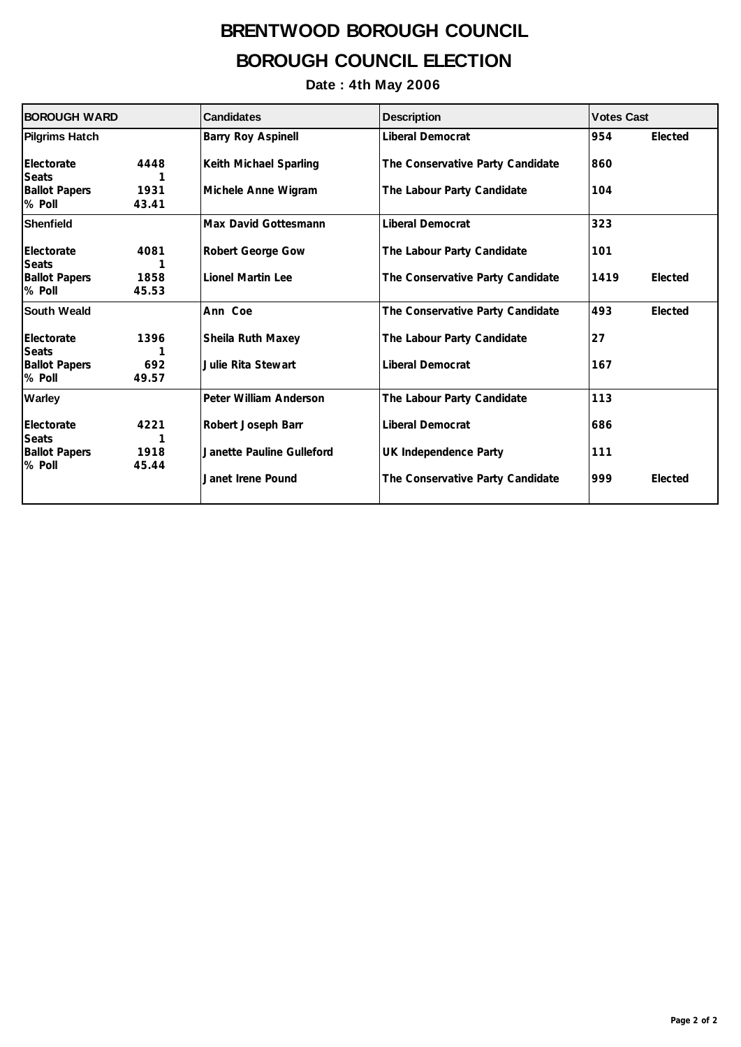# BRENTWOOD BOROUGH COUNCIL

## BOROUGH COUNCIL ELECTION

### Date : 4th May 2006

| BOROUGH WARD | | Candidates | Description | Votes Cast | |
|---|---|---|---|---|---|
| Pilgrims Hatch | | Barry Roy Aspinell | Liberal Democrat | 954 | Elected |
| Electorate | 4448 | Keith Michael Sparling | The Conservative Party Candidate | 860 | |
| Seats | 1 | | | | |
| Ballot Papers | 1931 | Michele Anne Wigram | The Labour Party Candidate | 104 | |
| % Poll | 43.41 | | | | |
| Shenfield | | Max David Gottesmann | Liberal Democrat | 323 | |
| Electorate | 4081 | Robert George Gow | The Labour Party Candidate | 101 | |
| Seats | 1 | | | | |
| Ballot Papers | 1858 | Lionel Martin Lee | The Conservative Party Candidate | 1419 | Elected |
| % Poll | 45.53 | | | | |
| South Weald | | Ann Coe | The Conservative Party Candidate | 493 | Elected |
| Electorate | 1396 | Sheila Ruth Maxey | The Labour Party Candidate | 27 | |
| Seats | 1 | | | | |
| Ballot Papers | 692 | Julie Rita Stewart | Liberal Democrat | 167 | |
| % Poll | 49.57 | | | | |
| Warley | | Peter William Anderson | The Labour Party Candidate | 113 | |
| Electorate | 4221 | Robert Joseph Barr | Liberal Democrat | 686 | |
| Seats | 1 | | | | |
| Ballot Papers | 1918 | Janette Pauline Gulleford | UK Independence Party | 111 | |
| % Poll | 45.44 | | | | |
| | | Janet Irene Pound | The Conservative Party Candidate | 999 | Elected |